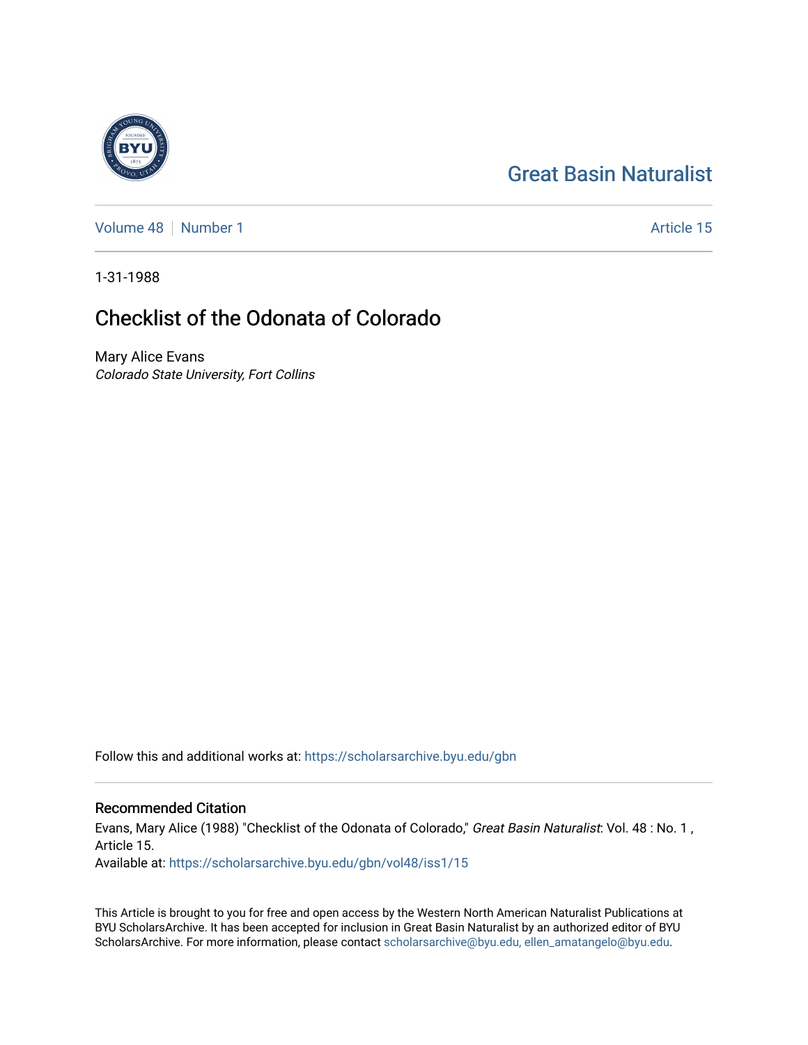Great Basin Naturalist

Volume 48 | Number 1 | Article 15

1-31-1988

# Checklist of the Odonata of Colorado

Mary Alice Evans
*Colorado State University, Fort Collins*

Follow this and additional works at: https://scholarsarchive.byu.edu/gbn

## Recommended Citation

Evans, Mary Alice (1988) "Checklist of the Odonata of Colorado," *Great Basin Naturalist*: Vol. 48 : No. 1 , Article 15.

Available at: https://scholarsarchive.byu.edu/gbn/vol48/iss1/15

This Article is brought to you for free and open access by the Western North American Naturalist Publications at BYU ScholarsArchive. It has been accepted for inclusion in Great Basin Naturalist by an authorized editor of BYU ScholarsArchive. For more information, please contact scholarsarchive@byu.edu, ellen_amatangelo@byu.edu.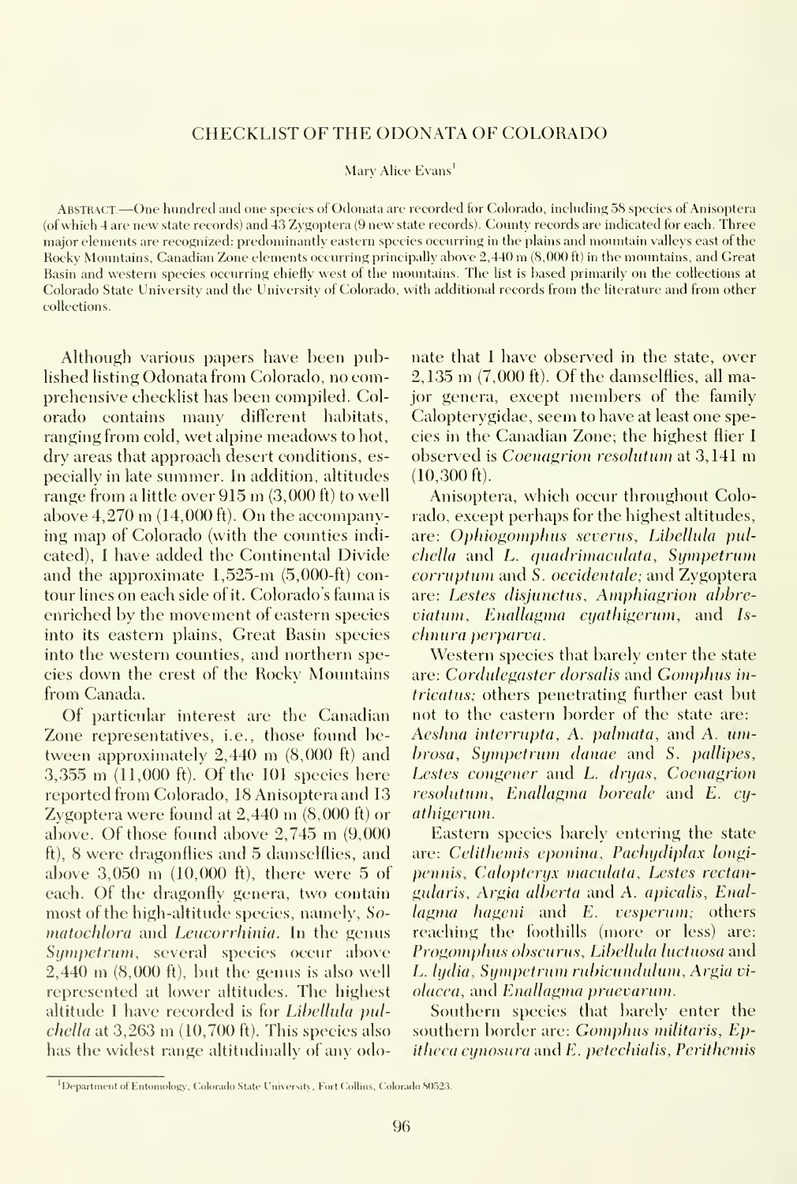# CHECKLIST OF THE ODONATA OF COLORADO

Mary Alice Evans[1]

ABSTRACT.—One hundred and one species of Odonata are recorded for Colorado, including 58 species of Anisoptera (of which 4 are new state records) and 43 Zygoptera (9 new state records). County records are indicated for each. Three major elements are recognized: predominantly eastern species occurring in the plains and mountain valleys east of the Rocky Mountains, Canadian Zone elements occurring principally above 2,440 m (8,000 ft) in the mountains, and Great Basin and western species occurring chiefly west of the mountains. The list is based primarily on the collections at Colorado State University and the University of Colorado, with additional records from the literature and from other collections.

Although various papers have been published listing Odonata from Colorado, no comprehensive checklist has been compiled. Colorado contains many different habitats, ranging from cold, wet alpine meadows to hot, dry areas that approach desert conditions, especially in late summer. In addition, altitudes range from a little over 915 m (3,000 ft) to well above 4,270 m (14,000 ft). On the accompanying map of Colorado (with the counties indicated), I have added the Continental Divide and the approximate 1,525-m (5,000-ft) contour lines on each side of it. Colorado's fauna is enriched by the movement of eastern species into its eastern plains, Great Basin species into the western counties, and northern species down the crest of the Rocky Mountains from Canada.

Of particular interest are the Canadian Zone representatives, i.e., those found between approximately 2,440 m (8,000 ft) and 3,355 m (11,000 ft). Of the 101 species here reported from Colorado, 18 Anisoptera and 13 Zygoptera were found at 2,440 m (8,000 ft) or above. Of those found above 2,745 m (9,000 ft), 8 were dragonflies and 5 damselflies, and above 3,050 m (10,000 ft), there were 5 of each. Of the dragonfly genera, two contain most of the high-altitude species, namely, *Somatochlora* and *Leucorrhinia*. In the genus *Sympetrum*, several species occur above 2,440 m (8,000 ft), but the genus is also well represented at lower altitudes. The highest altitude I have recorded is for *Libellula pulchella* at 3,263 m (10,700 ft). This species also has the widest range altitudinally of any odonate that I have observed in the state, over 2,135 m (7,000 ft). Of the damselflies, all major genera, except members of the family Calopterygidae, seem to have at least one species in the Canadian Zone; the highest flier I observed is *Coenagrion resolutum* at 3,141 m (10,300 ft).

Anisoptera, which occur throughout Colorado, except perhaps for the highest altitudes, are: *Ophiogomphus severus*, *Libellula pulchella* and *L. quadrimaculata*, *Sympetrum corruptum* and *S. occidentale*; and Zygoptera are: *Lestes disjunctus*, *Amphiagrion abbreviatum*, *Enallagma cyathigerum*, and *Ischnura perparva*.

Western species that barely enter the state are: *Cordulegaster dorsalis* and *Gomphus intricatus*; others penetrating further east but not to the eastern border of the state are: *Aeshna interrupta*, *A. palmata*, and *A. umbrosa*, *Sympetrum danae* and *S. pallipes*, *Lestes congener* and *L. dryas*, *Coenagrion resolutum*, *Enallagma boreale* and *E. cyathigerum*.

Eastern species barely entering the state are: *Celithemis eponina*, *Pachydiplax longipennis*, *Calopteryx maculata*, *Lestes rectangularis*, *Argia alberta* and *A. apicalis*, *Enallagma hageni* and *E. vesperum*; others reaching the foothills (more or less) are: *Progomphus obscurus*, *Libellula luctuosa* and *L. lydia*, *Sympetrum rubicundulum*, *Argia violacea*, and *Enallagma praevarum*.

Southern species that barely enter the southern border are: *Gomphus militaris*, *Epitheca cynosura* and *E. petechialis*, *Perithemis*

[1] Department of Entomology, Colorado State University, Fort Collins, Colorado 80523.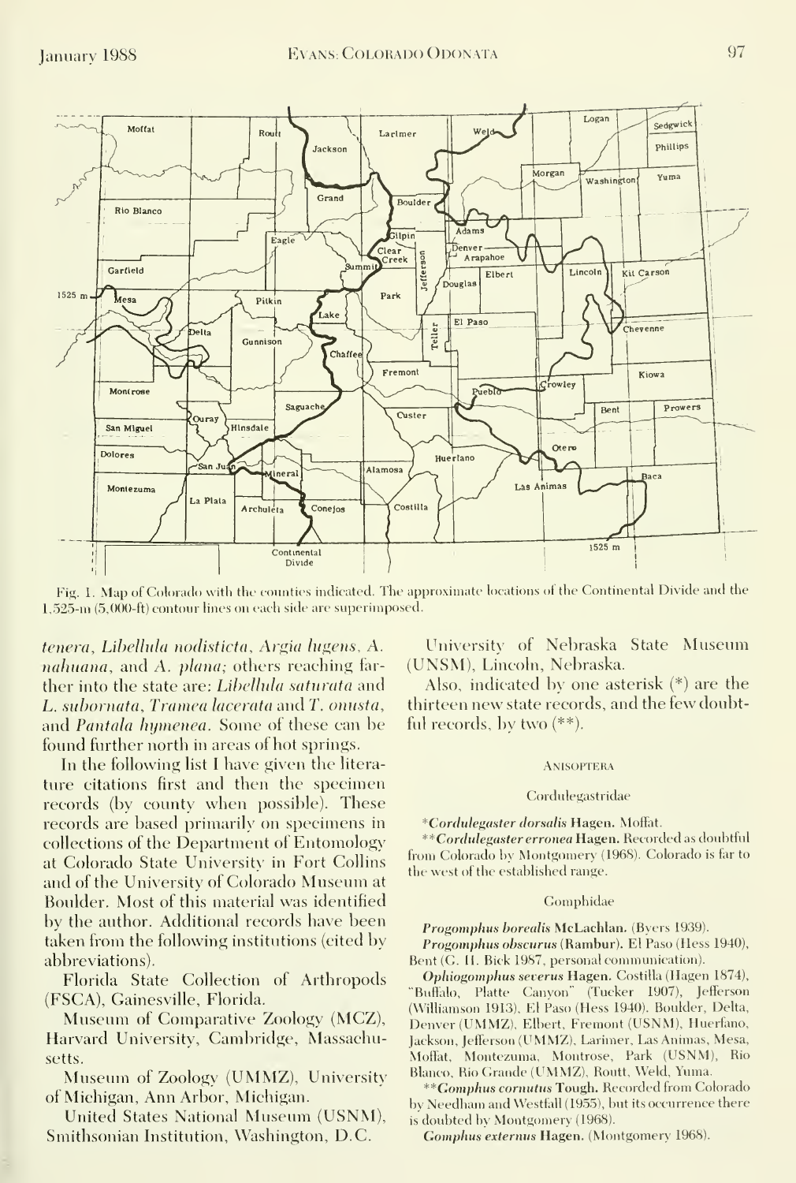Fig. 1. Map of Colorado with the counties indicated. The approximate locations of the Continental Divide and the 1,525-m (5,000-ft) contour lines on each side are superimposed.

*tenera*, *Libellula nodisticta*, *Argia lugens*, *A. nahuana*, and *A. plana*; others reaching farther into the state are: *Libellula saturata* and *L. subornata*, *Tramea lacerata* and *T. onusta*, and *Pantala hymenea*. Some of these can be found further north in areas of hot springs.

In the following list I have given the literature citations first and then the specimen records (by county when possible). These records are based primarily on specimens in collections of the Department of Entomology at Colorado State University in Fort Collins and of the University of Colorado Museum at Boulder. Most of this material was identified by the author. Additional records have been taken from the following institutions (cited by abbreviations).

Florida State Collection of Arthropods (FSCA), Gainesville, Florida.

Museum of Comparative Zoology (MCZ), Harvard University, Cambridge, Massachusetts.

Museum of Zoology (UMMZ), University of Michigan, Ann Arbor, Michigan.

United States National Museum (USNM), Smithsonian Institution, Washington, D.C.

University of Nebraska State Museum (UNSM), Lincoln, Nebraska.

Also, indicated by one asterisk (*) are the thirteen new state records, and the few doubtful records, by two (**).

## Anisoptera

### Cordulegastridae

*__Cordulegaster dorsalis__* **Hagen.** Moffat.

**__Cordulegaster erronea__* **Hagen.** Recorded as doubtful from Colorado by Montgomery (1968). Colorado is far to the west of the established range.

### Gomphidae

***Progomphus borealis*** **McLachlan.** (Byers 1939).

***Progomphus obscurus*** **(Rambur).** El Paso (Hess 1940), Bent (G. H. Bick 1987, personal communication).

***Ophiogomphus severus*** **Hagen.** Costilla (Hagen 1874), "Buffalo, Platte Canyon" (Tucker 1907), Jefferson (Williamson 1913), El Paso (Hess 1940). Boulder, Delta, Denver (UMMZ), Elbert, Fremont (USNM), Huerfano, Jackson, Jefferson (UMMZ), Larimer, Las Animas, Mesa, Moffat, Montezuma, Montrose, Park (USNM), Rio Blanco, Rio Grande (UMMZ), Routt, Weld, Yuma.

**__Gomphus cornutus__* **Tough.** Recorded from Colorado by Needham and Westfall (1955), but its occurrence there is doubted by Montgomery (1968).

***Gomphus externus*** **Hagen.** (Montgomery 1968).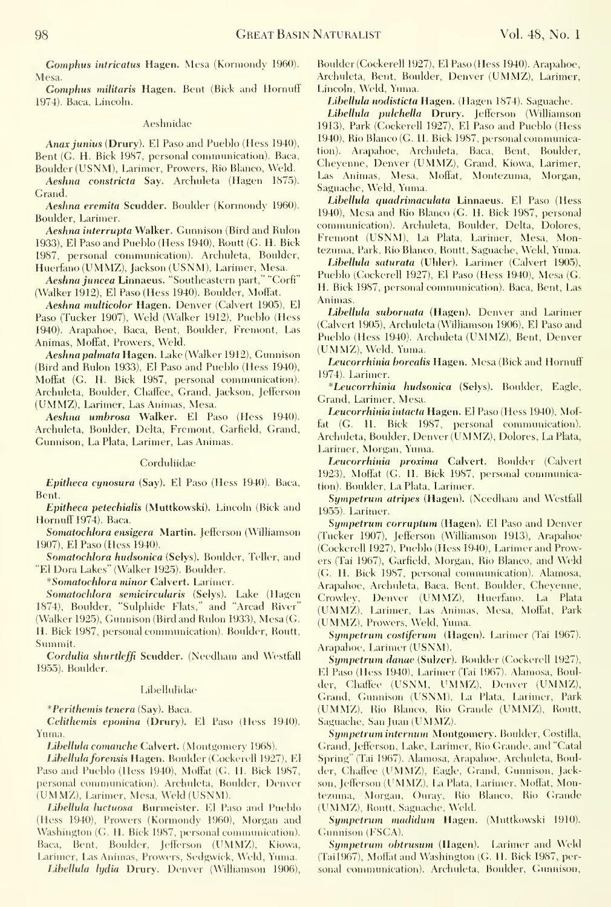***Gomphus intricatus*** **Hagen.** Mesa (Kormondy 1960). Mesa.

***Gomphus militaris*** **Hagen.** Bent (Bick and Hornuff 1974). Baca, Lincoln.

### Aeshnidae

***Anax junius*** **(Drury).** El Paso and Pueblo (Hess 1940), Bent (G. H. Bick 1987, personal communication). Baca, Boulder (USNM), Larimer, Prowers, Rio Blanco, Weld.

***Aeshna constricta*** **Say.** Archuleta (Hagen 1875). Grand.

***Aeshna eremita*** **Scudder.** Boulder (Kormondy 1960). Boulder, Larimer.

***Aeshna interrupta*** **Walker.** Gunnison (Bird and Rulon 1933), El Paso and Pueblo (Hess 1940), Routt (G. H. Bick 1987, personal communication). Archuleta, Boulder, Huerfano (UMMZ), Jackson (USNM), Larimer, Mesa.

***Aeshna juncea*** **Linnaeus.** "Southeastern part," "Corfi" (Walker 1912), El Paso (Hess 1940). Boulder, Moffat.

***Aeshna multicolor*** **Hagen.** Denver (Calvert 1905), El Paso (Tucker 1907), Weld (Walker 1912), Pueblo (Hess 1940). Arapahoe, Baca, Bent, Boulder, Fremont, Las Animas, Moffat, Prowers, Weld.

***Aeshna palmata*** **Hagen.** Lake (Walker 1912), Gunnison (Bird and Rulon 1933), El Paso and Pueblo (Hess 1940), Moffat (G. H. Bick 1987, personal communication). Archuleta, Boulder, Chaffee, Grand, Jackson, Jefferson (UMMZ), Larimer, Las Animas, Mesa.

***Aeshna umbrosa*** **Walker.** El Paso (Hess 1940). Archuleta, Boulder, Delta, Fremont, Garfield, Grand, Gunnison, La Plata, Larimer, Las Animas.

### Corduliidae

***Epitheca cynosura*** **(Say).** El Paso (Hess 1940). Baca, Bent.

***Epitheca petechialis*** **(Muttkowski).** Lincoln (Bick and Hornuff 1974). Baca.

***Somatochlora ensigera*** **Martin.** Jefferson (Williamson 1907), El Paso (Hess 1940).

***Somatochlora hudsonica*** **(Selys).** Boulder, Teller, and "El Dora Lakes" (Walker 1925). Boulder.

****Somatochlora minor*** **Calvert.** Larimer.

***Somatochlora semicircularis*** **(Selys).** Lake (Hagen 1874), Boulder, "Sulphide Flats," and "Arcad River" (Walker 1925), Gunnison (Bird and Rulon 1933), Mesa (G. H. Bick 1987, personal communication). Boulder, Routt, Summit.

***Cordulia shurtleffi*** **Scudder.** (Needham and Westfall 1955). Boulder.

### Libellulidae

****Perithemis tenera*** **(Say).** Baca.

***Celithemis eponina*** **(Drury).** El Paso (Hess 1940). Yuma.

***Libellula comanche*** **Calvert.** (Montgomery 1968).

***Libellula forensis*** **Hagen.** Boulder (Cockerell 1927), El Paso and Pueblo (Hess 1940), Moffat (G. H. Bick 1987, personal communication). Archuleta, Boulder, Denver (UMMZ), Larimer, Mesa, Weld (USNM).

***Libellula luctuosa*** **Burmeister.** El Paso and Pueblo (Hess 1940), Prowers (Kormondy 1960), Morgan and Washington (G. H. Bick 1987, personal communication). Baca, Bent, Boulder, Jefferson (UMMZ), Kiowa, Larimer, Las Animas, Prowers, Sedgwick, Weld, Yuma.

***Libellula lydia*** **Drury.** Denver (Williamson 1906), Boulder (Cockerell 1927), El Paso (Hess 1940). Arapahoe, Archuleta, Bent, Boulder, Denver (UMMZ), Larimer, Lincoln, Weld, Yuma.

***Libellula nodisticta*** **Hagen.** (Hagen 1874). Saguache.

***Libellula pulchella*** **Drury.** Jefferson (Williamson 1913), Park (Cockerell 1927), El Paso and Pueblo (Hess 1940), Rio Blanco (G. H. Bick 1987, personal communication). Arapahoe, Archuleta, Baca, Bent, Boulder, Cheyenne, Denver (UMMZ), Grand, Kiowa, Larimer, Las Animas, Mesa, Moffat, Montezuma, Morgan, Saguache, Weld, Yuma.

***Libellula quadrimaculata*** **Linnaeus.** El Paso (Hess 1940), Mesa and Rio Blanco (G. H. Bick 1987, personal communication). Archuleta, Boulder, Delta, Dolores, Fremont (USNM), La Plata, Larimer, Mesa, Montezuma, Park, Rio Blanco, Routt, Saguache, Weld, Yuma.

***Libellula saturata*** **(Uhler).** Larimer (Calvert 1905), Pueblo (Cockerell 1927), El Paso (Hess 1940), Mesa (G. H. Bick 1987, personal communication). Baca, Bent, Las Animas.

***Libellula subornata*** **(Hagen).** Denver and Larimer (Calvert 1905), Archuleta (Williamson 1906), El Paso and Pueblo (Hess 1940). Archuleta (UMMZ), Bent, Denver (UMMZ), Weld, Yuma.

***Leucorrhinia borealis*** **Hagen.** Mesa (Bick and Hornuff 1974). Larimer.

****Leucorrhinia hudsonica*** **(Selys).** Boulder, Eagle, Grand, Larimer, Mesa.

***Leucorrhinia intacta*** **Hagen.** El Paso (Hess 1940), Moffat (G. H. Bick 1987, personal communication). Archuleta, Boulder, Denver (UMMZ), Dolores, La Plata, Larimer, Morgan, Yuma.

***Leucorrhinia proxima*** **Calvert.** Boulder (Calvert 1923), Moffat (G. H. Bick 1987, personal communication). Boulder, La Plata, Larimer.

***Sympetrum atripes*** **(Hagen).** (Needham and Westfall 1955). Larimer.

***Sympetrum corruptum*** **(Hagen).** El Paso and Denver (Tucker 1907), Jefferson (Williamson 1913), Arapahoe (Cockerell 1927), Pueblo (Hess 1940), Larimer and Prowers (Tai 1967), Garfield, Morgan, Rio Blanco, and Weld (G. H. Bick 1987, personal communication). Alamosa, Arapahoe, Archuleta, Baca, Bent, Boulder, Cheyenne, Crowley, Denver (UMMZ), Huerfano, La Plata (UMMZ), Larimer, Las Animas, Mesa, Moffat, Park (UMMZ), Prowers, Weld, Yuma.

***Sympetrum costiferum*** **(Hagen).** Larimer (Tai 1967). Arapahoe, Larimer (USNM).

***Sympetrum danae*** **(Sulzer).** Boulder (Cockerell 1927), El Paso (Hess 1940), Larimer (Tai 1967). Alamosa, Boulder, Chaffee (USNM, UMMZ), Denver (UMMZ), Grand, Gunnison (USNM), La Plata, Larimer, Park (UMMZ), Rio Blanco, Rio Grande (UMMZ), Routt, Saguache, San Juan (UMMZ).

***Sympetrum internum*** **Montgomery.** Boulder, Costilla, Grand, Jefferson, Lake, Larimer, Rio Grande, and "Catal Spring" (Tai 1967). Alamosa, Arapahoe, Archuleta, Boulder, Chaffee (UMMZ), Eagle, Grand, Gunnison, Jackson, Jefferson (UMMZ), La Plata, Larimer, Moffat, Montezuma, Morgan, Ouray, Rio Blanco, Rio Grande (UMMZ), Routt, Saguache, Weld.

***Sympetrum madidum*** **Hagen.** (Muttkowski 1910). Gunnison (FSCA).

***Sympetrum obtrusum*** **(Hagen).** Larimer and Weld (Tai 1967), Moffat and Washington (G. H. Bick 1987, personal communication). Archuleta, Boulder, Gunnison,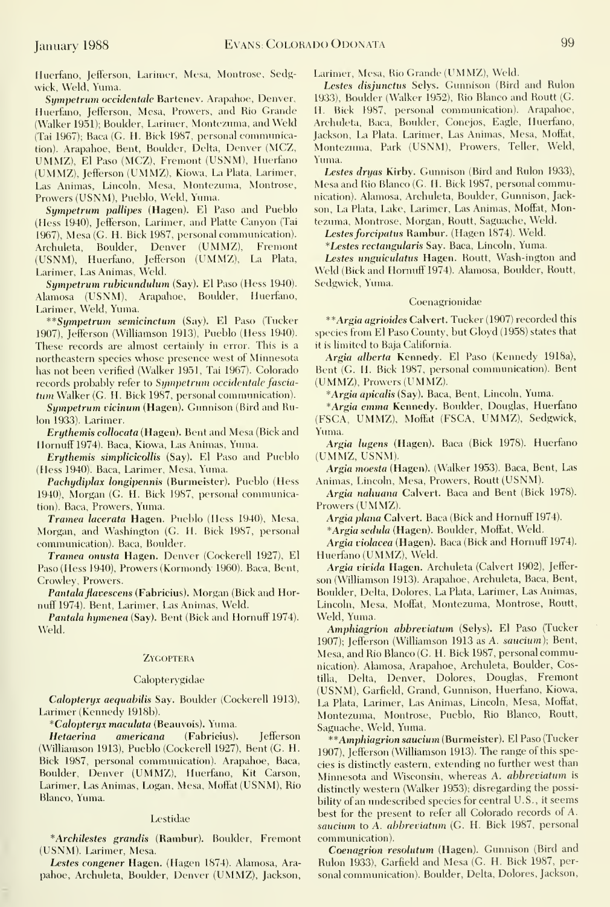Huerfano, Jefferson, Larimer, Mesa, Montrose, Sedgwick, Weld, Yuma.

*Sympetrum occidentale* Bartenev. Arapahoe, Denver, Huerfano, Jefferson, Mesa, Prowers, and Rio Grande (Walker 1951); Boulder, Larimer, Montezuma, and Weld (Tai 1967); Baca (G. H. Bick 1987, personal communication). Arapahoe, Bent, Boulder, Delta, Denver (MCZ, UMMZ), El Paso (MCZ), Fremont (USNM), Huerfano (UMMZ), Jefferson (UMMZ), Kiowa, La Plata, Larimer, Las Animas, Lincoln, Mesa, Montezuma, Montrose, Prowers (USNM), Pueblo, Weld, Yuma.

*Sympetrum pallipes* (Hagen). El Paso and Pueblo (Hess 1940), Jefferson, Larimer, and Platte Canyon (Tai 1967), Mesa (G. H. Bick 1987, personal communication). Archuleta, Boulder, Denver (UMMZ), Fremont (USNM), Huerfano, Jefferson (UMMZ), La Plata, Larimer, Las Animas, Weld.

*Sympetrum rubicundulum* (Say). El Paso (Hess 1940). Alamosa (USNM), Arapahoe, Boulder, Huerfano, Larimer, Weld, Yuma.

**\*\*Sympetrum semicinctum** (Say). El Paso (Tucker 1907), Jefferson (Williamson 1913), Pueblo (Hess 1940). These records are almost certainly in error. This is a northeastern species whose presence west of Minnesota has not been verified (Walker 1951, Tai 1967). Colorado records probably refer to *Sympetrum occidentale fasciatum* Walker (G. H. Bick 1987, personal communication).

*Sympetrum vicinum* (Hagen). Gunnison (Bird and Rulon 1933). Larimer.

*Erythemis collocata* (Hagen). Bent and Mesa (Bick and Hornuff 1974). Baca, Kiowa, Las Animas, Yuma.

*Erythemis simplicicollis* (Say). El Paso and Pueblo (Hess 1940). Baca, Larimer, Mesa, Yuma.

*Pachydiplax longipennis* (Burmeister). Pueblo (Hess 1940), Morgan (G. H. Bick 1987, personal communication). Baca, Prowers, Yuma.

*Tramea lacerata* Hagen. Pueblo (Hess 1940), Mesa, Morgan, and Washington (G. H. Bick 1987, personal communication). Baca, Boulder.

*Tramea onusta* Hagen. Denver (Cockerell 1927), El Paso (Hess 1940), Prowers (Kormondy 1960). Baca, Bent, Crowley, Prowers.

*Pantala flavescens* (Fabricius). Morgan (Bick and Hornuff 1974). Bent, Larimer, Las Animas, Weld.

*Pantala hymenea* (Say). Bent (Bick and Hornuff 1974). Weld.

## Zygoptera

### Calopterygidae

*Calopteryx aequabilis* Say. Boulder (Cockerell 1913), Larimer (Kennedy 1918b).

\**Calopteryx maculata* (Beauvois). Yuma.

*Hetaerina americana* (Fabricius). Jefferson (Williamson 1913), Pueblo (Cockerell 1927), Bent (G. H. Bick 1987, personal communication). Arapahoe, Baca, Boulder, Denver (UMMZ), Huerfano, Kit Carson, Larimer, Las Animas, Logan, Mesa, Moffat (USNM), Rio Blanco, Yuma.

### Lestidae

\**Archilestes grandis* (Rambur). Boulder, Fremont (USNM). Larimer, Mesa.

*Lestes congener* Hagen. (Hagen 1874). Alamosa, Arapahoe, Archuleta, Boulder, Denver (UMMZ), Jackson, Larimer, Mesa, Rio Grande (UMMZ), Weld.

*Lestes disjunctus* Selys. Gunnison (Bird and Rulon 1933), Boulder (Walker 1952), Rio Blanco and Routt (G. H. Bick 1987, personal communication). Arapahoe, Archuleta, Baca, Boulder, Conejos, Eagle, Huerfano, Jackson, La Plata, Larimer, Las Animas, Mesa, Moffat, Montezuma, Park (USNM), Prowers, Teller, Weld, Yuma.

*Lestes dryas* Kirby. Gunnison (Bird and Rulon 1933), Mesa and Rio Blanco (G. H. Bick 1987, personal communication). Alamosa, Archuleta, Boulder, Gunnison, Jackson, La Plata, Lake, Larimer, Las Animas, Moffat, Montezuma, Montrose, Morgan, Routt, Saguache, Weld.

*Lestes forcipatus* Rambur. (Hagen 1874). Weld.

\**Lestes rectangularis* Say. Baca, Lincoln, Yuma.

*Lestes unguiculatus* Hagen. Routt, Wash-ington and Weld (Bick and Hornuff 1974). Alamosa, Boulder, Routt, Sedgwick, Yuma.

### Coenagrionidae

**\*\*Argia agrioides** Calvert. Tucker (1907) recorded this species from El Paso County, but Gloyd (1958) states that it is limited to Baja California.

*Argia alberta* Kennedy. El Paso (Kennedy 1918a), Bent (G. H. Bick 1987, personal communication). Bent (UMMZ), Prowers (UMMZ).

\**Argia apicalis* (Say). Baca, Bent, Lincoln, Yuma.

\**Argia emma* Kennedy. Boulder, Douglas, Huerfano (FSCA, UMMZ), Moffat (FSCA, UMMZ), Sedgwick, Yuma.

*Argia lugens* (Hagen). Baca (Bick 1978). Huerfano (UMMZ, USNM).

*Argia moesta* (Hagen). (Walker 1953). Baca, Bent, Las Animas, Lincoln, Mesa, Prowers, Routt (USNM).

*Argia nahuana* Calvert. Baca and Bent (Bick 1978). Prowers (UMMZ).

*Argia plana* Calvert. Baca (Bick and Hornuff 1974).

\**Argia sedula* (Hagen). Boulder, Moffat, Weld.

*Argia violacea* (Hagen). Baca (Bick and Hornuff 1974). Huerfano (UMMZ), Weld.

*Argia vivida* Hagen. Archuleta (Calvert 1902), Jefferson (Williamson 1913). Arapahoe, Archuleta, Baca, Bent, Boulder, Delta, Dolores, La Plata, Larimer, Las Animas, Lincoln, Mesa, Moffat, Montezuma, Montrose, Routt, Weld, Yuma.

*Amphiagrion abbreviatum* (Selys). El Paso (Tucker 1907); Jefferson (Williamson 1913 as *A. saucium*); Bent, Mesa, and Rio Blanco (G. H. Bick 1987, personal communication). Alamosa, Arapahoe, Archuleta, Boulder, Costilla, Delta, Denver, Dolores, Douglas, Fremont (USNM), Garfield, Grand, Gunnison, Huerfano, Kiowa, La Plata, Larimer, Las Animas, Lincoln, Mesa, Moffat, Montezuma, Montrose, Pueblo, Rio Blanco, Routt, Saguache, Weld, Yuma.

**\*\*Amphiagrion saucium** (Burmeister). El Paso (Tucker 1907), Jefferson (Williamson 1913). The range of this species is distinctly eastern, extending no further west than Minnesota and Wisconsin, whereas *A. abbreviatum* is distinctly western (Walker 1953); disregarding the possibility of an undescribed species for central U.S., it seems best for the present to refer all Colorado records of *A. saucium* to *A. abbreviatum* (G. H. Bick 1987, personal communication).

*Coenagrion resolutum* (Hagen). Gunnison (Bird and Rulon 1933), Garfield and Mesa (G. H. Bick 1987, personal communication). Boulder, Delta, Dolores, Jackson,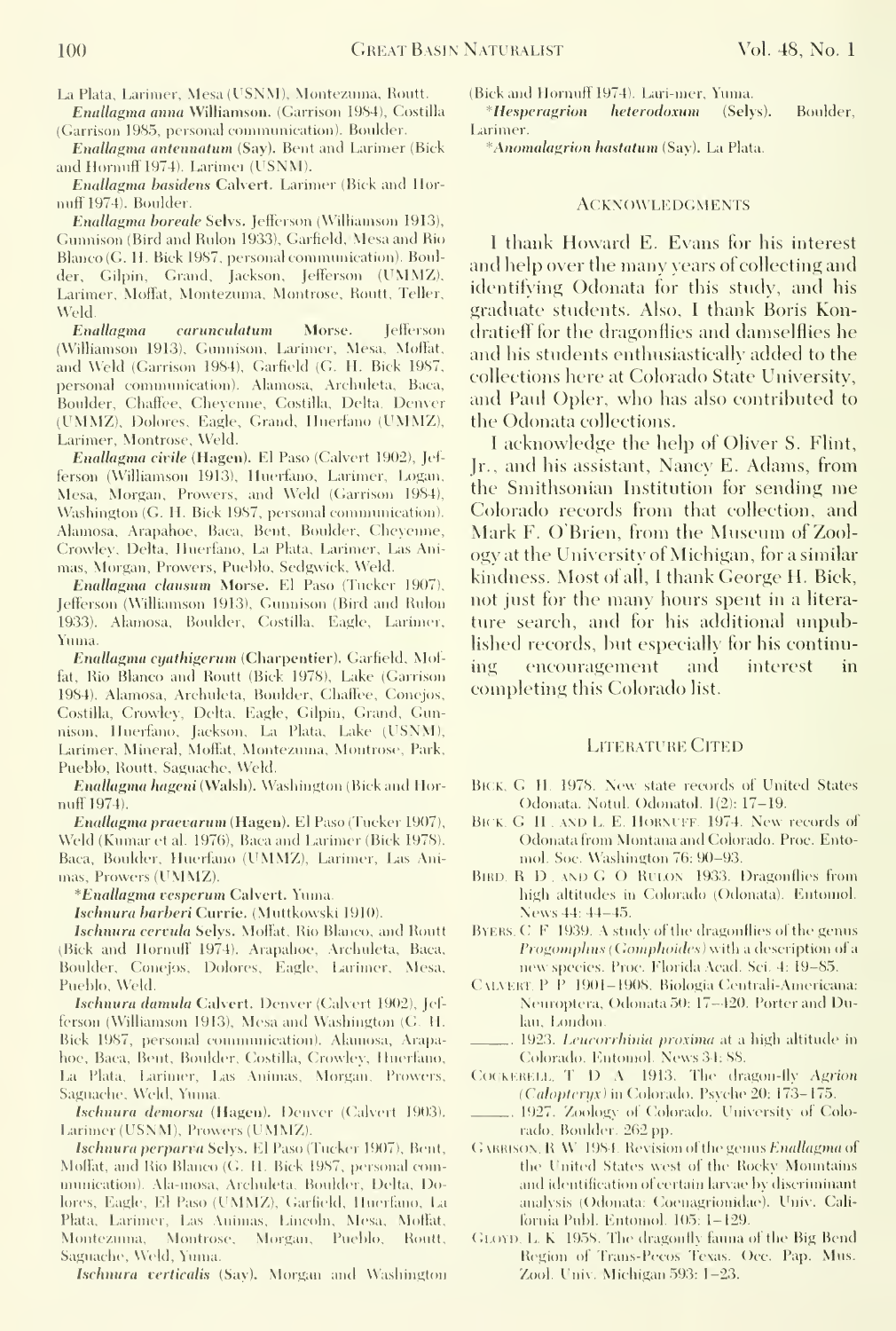La Plata, Larimer, Mesa (USNM), Montezuma, Routt.

***Enallagma anna*** **Williamson.** (Garrison 1984), Costilla (Garrison 1985, personal communication). Boulder.

***Enallagma antennatum*** **(Say).** Bent and Larimer (Bick and Hornuff 1974). Larimer (USNM).

***Enallagma basidens*** **Calvert.** Larimer (Bick and Hornuff 1974). Boulder.

***Enallagma boreale*** **Selys.** Jefferson (Williamson 1913), Gunnison (Bird and Rulon 1933), Garfield, Mesa and Rio Blanco (G. H. Bick 1987, personal communication). Boulder, Gilpin, Grand, Jackson, Jefferson (UMMZ), Larimer, Moffat, Montezuma, Montrose, Routt, Teller, Weld.

***Enallagma carunculatum*** **Morse.** Jefferson (Williamson 1913), Gunnison, Larimer, Mesa, Moffat, and Weld (Garrison 1984), Garfield (G. H. Bick 1987, personal communication). Alamosa, Archuleta, Baca, Boulder, Chaffee, Cheyenne, Costilla, Delta, Denver (UMMZ), Dolores, Eagle, Grand, Huerfano (UMMZ), Larimer, Montrose, Weld.

***Enallagma civile*** **(Hagen).** El Paso (Calvert 1902), Jefferson (Williamson 1913), Huerfano, Larimer, Logan, Mesa, Morgan, Prowers, and Weld (Garrison 1984), Washington (G. H. Bick 1987, personal communication). Alamosa, Arapahoe, Baca, Bent, Boulder, Cheyenne, Crowley, Delta, Huerfano, La Plata, Larimer, Las Animas, Morgan, Prowers, Pueblo, Sedgwick, Weld.

***Enallagma clausum*** **Morse.** El Paso (Tucker 1907), Jefferson (Williamson 1913), Gunnison (Bird and Rulon 1933). Alamosa, Boulder, Costilla, Eagle, Larimer, Yuma.

***Enallagma cyathigerum*** **(Charpentier).** Garfield, Moffat, Rio Blanco and Routt (Bick 1978), Lake (Garrison 1984). Alamosa, Archuleta, Boulder, Chaffee, Conejos, Costilla, Crowley, Delta, Eagle, Gilpin, Grand, Gunnison, Huerfano, Jackson, La Plata, Lake (USNM), Larimer, Mineral, Moffat, Montezuma, Montrose, Park, Pueblo, Routt, Saguache, Weld.

***Enallagma hageni*** **(Walsh).** Washington (Bick and Hornuff 1974).

***Enallagma praevarum*** **(Hagen).** El Paso (Tucker 1907), Weld (Kumar et al. 1976), Baca and Larimer (Bick 1978). Baca, Boulder, Huerfano (UMMZ), Larimer, Las Animas, Prowers (UMMZ).

*\*Enallagma vesperum* **Calvert.** Yuma.

***Ischnura barberi*** **Currie.** (Muttkowski 1910).

***Ischnura cervula*** **Selys.** Moffat, Rio Blanco, and Routt (Bick and Hornuff 1974). Arapahoe, Archuleta, Baca, Boulder, Conejos, Dolores, Eagle, Larimer, Mesa, Pueblo, Weld.

***Ischnura damula*** **Calvert.** Denver (Calvert 1902), Jefferson (Williamson 1913), Mesa and Washington (G. H. Bick 1987, personal communication). Alamosa, Arapahoe, Baca, Bent, Boulder, Costilla, Crowley, Huerfano, La Plata, Larimer, Las Animas, Morgan, Prowers, Saguache, Weld, Yuma.

***Ischnura demorsa*** **(Hagen).** Denver (Calvert 1903), Larimer (USNM), Prowers (UMMZ).

***Ischnura perparva*** **Selys.** El Paso (Tucker 1907), Bent, Moffat, and Rio Blanco (G. H. Bick 1987, personal communication). Ala-mosa, Archuleta, Boulder, Delta, Dolores, Eagle, El Paso (UMMZ), Garfield, Huerfano, La Plata, Larimer, Las Animas, Lincoln, Mesa, Moffat, Montezuma, Montrose, Morgan, Pueblo, Routt, Saguache, Weld, Yuma.

***Ischnura verticalis*** **(Say).** Morgan and Washington (Bick and Hornuff 1974). Lari-mer, Yuma.

*\*Hesperagrion heterodoxum* **(Selys).** Boulder, Larimer.

*\*Anomalagrion hastatum* **(Say).** La Plata.

## Acknowledgments

I thank Howard E. Evans for his interest and help over the many years of collecting and identifying Odonata for this study, and his graduate students. Also, I thank Boris Kondratieff for the dragonflies and damselflies he and his students enthusiastically added to the collections here at Colorado State University, and Paul Opler, who has also contributed to the Odonata collections.

I acknowledge the help of Oliver S. Flint, Jr., and his assistant, Nancy E. Adams, from the Smithsonian Institution for sending me Colorado records from that collection, and Mark F. O'Brien, from the Museum of Zoology at the University of Michigan, for a similar kindness. Most of all, I thank George H. Bick, not just for the many hours spent in a literature search, and for his additional unpublished records, but especially for his continuing encouragement and interest in completing this Colorado list.

## Literature Cited

Bick, G. H. 1978. New state records of United States Odonata. Notul. Odonatol. 1(2): 17–19.

Bick, G. H., and L. E. Hornuff. 1974. New records of Odonata from Montana and Colorado. Proc. Entomol. Soc. Washington 76: 90–93.

Bird, R. D., and G. O. Rulon. 1933. Dragonflies from high altitudes in Colorado (Odonata). Entomol. News 44: 44–45.

Byers, C. F. 1939. A study of the dragonflies of the genus *Progomphus* (*Gomphoides*) with a description of a new species. Proc. Florida Acad. Sci. 4: 19–85.

Calvert, P. P. 1901–1908. Biologia Centrali-Americana: Neuroptera, Odonata 50: 17–420. Porter and Dulau, London.

_____. 1923. *Leucorrhinia proxima* at a high altitude in Colorado. Entomol. News 34: 88.

Cockerell, T. D. A. 1913. The dragon-fly *Agrion* (*Calopteryx*) in Colorado. Psyche 20: 173–175.

_____. 1927. Zoology of Colorado. University of Colorado, Boulder. 262 pp.

Garrison, R. W. 1984. Revision of the genus *Enallagma* of the United States west of the Rocky Mountains and identification of certain larvae by discriminant analysis (Odonata: Coenagrionidae). Univ. California Publ. Entomol. 105: 1–129.

Gloyd, L. K. 1958. The dragonfly fauna of the Big Bend Region of Trans-Pecos Texas. Occ. Pap. Mus. Zool. Univ. Michigan 593: 1–23.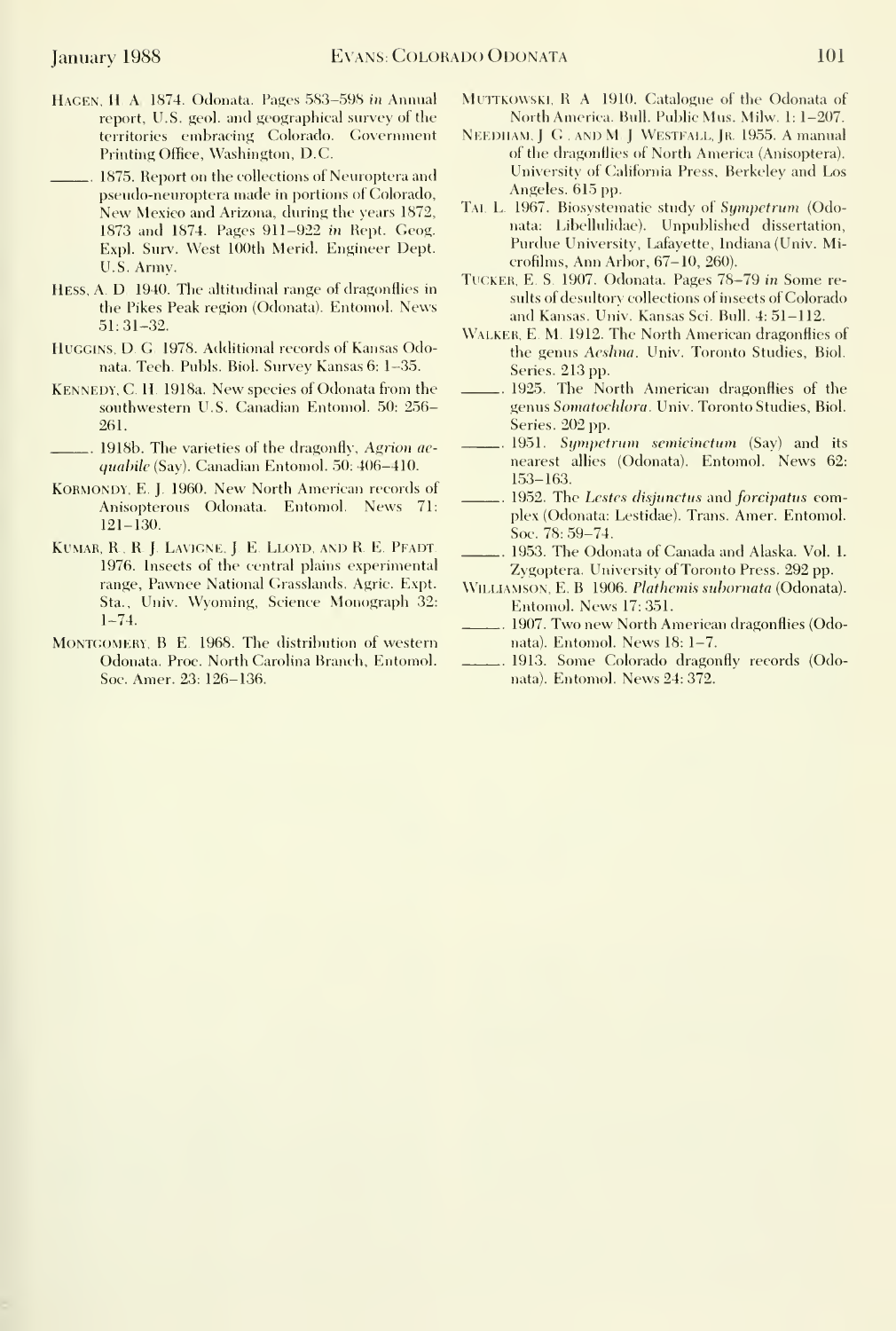Hagen, H. A. 1874. Odonata. Pages 583–598 *in* Annual report, U.S. geol. and geographical survey of the territories embracing Colorado. Government Printing Office, Washington, D.C.

______. 1875. Report on the collections of Neuroptera and pseudo-neuroptera made in portions of Colorado, New Mexico and Arizona, during the years 1872, 1873 and 1874. Pages 911–922 *in* Rept. Geog. Expl. Surv. West 100th Merid. Engineer Dept. U.S. Army.

Hess, A. D. 1940. The altitudinal range of dragonflies in the Pikes Peak region (Odonata). Entomol. News 51: 31–32.

Huggins, D. G. 1978. Additional records of Kansas Odonata. Tech. Publs. Biol. Survey Kansas 6: 1–35.

Kennedy, C. H. 1918a. New species of Odonata from the southwestern U.S. Canadian Entomol. 50: 256–261.

______. 1918b. The varieties of the dragonfly, *Agrion aequabile* (Say). Canadian Entomol. 50: 406–410.

Kormondy, E. J. 1960. New North American records of Anisopterous Odonata. Entomol. News 71: 121–130.

Kumar, R., R. J. Lavigne, J. E. Lloyd, and R. E. Pfadt. 1976. Insects of the central plains experimental range, Pawnee National Grasslands. Agric. Expt. Sta., Univ. Wyoming, Science Monograph 32: 1–74.

Montgomery, B. E. 1968. The distribution of western Odonata. Proc. North Carolina Branch, Entomol. Soc. Amer. 23: 126–136.

Muttkowski, R. A. 1910. Catalogue of the Odonata of North America. Bull. Public Mus. Milw. 1: 1–207.

Needham, J. G., and M. J. Westfall, Jr. 1955. A manual of the dragonflies of North America (Anisoptera). University of California Press, Berkeley and Los Angeles. 615 pp.

Tai, L. 1967. Biosystematic study of *Sympetrum* (Odonata: Libellulidae). Unpublished dissertation, Purdue University, Lafayette, Indiana (Univ. Microfilms, Ann Arbor, 67–10, 260).

Tucker, E. S. 1907. Odonata. Pages 78–79 *in* Some results of desultory collections of insects of Colorado and Kansas. Univ. Kansas Sci. Bull. 4: 51–112.

Walker, E. M. 1912. The North American dragonflies of the genus *Aeshna*. Univ. Toronto Studies, Biol. Series. 213 pp.

______. 1925. The North American dragonflies of the genus *Somatochlora*. Univ. Toronto Studies, Biol. Series. 202 pp.

______. 1951. *Sympetrum semicinctum* (Say) and its nearest allies (Odonata). Entomol. News 62: 153–163.

______. 1952. The *Lestes disjunctus* and *forcipatus* complex (Odonata: Lestidae). Trans. Amer. Entomol. Soc. 78: 59–74.

______. 1953. The Odonata of Canada and Alaska. Vol. 1. Zygoptera. University of Toronto Press. 292 pp.

Williamson, E. B. 1906. *Plathemis subornata* (Odonata). Entomol. News 17: 351.

______. 1907. Two new North American dragonflies (Odonata). Entomol. News 18: 1–7.

______. 1913. Some Colorado dragonfly records (Odonata). Entomol. News 24: 372.